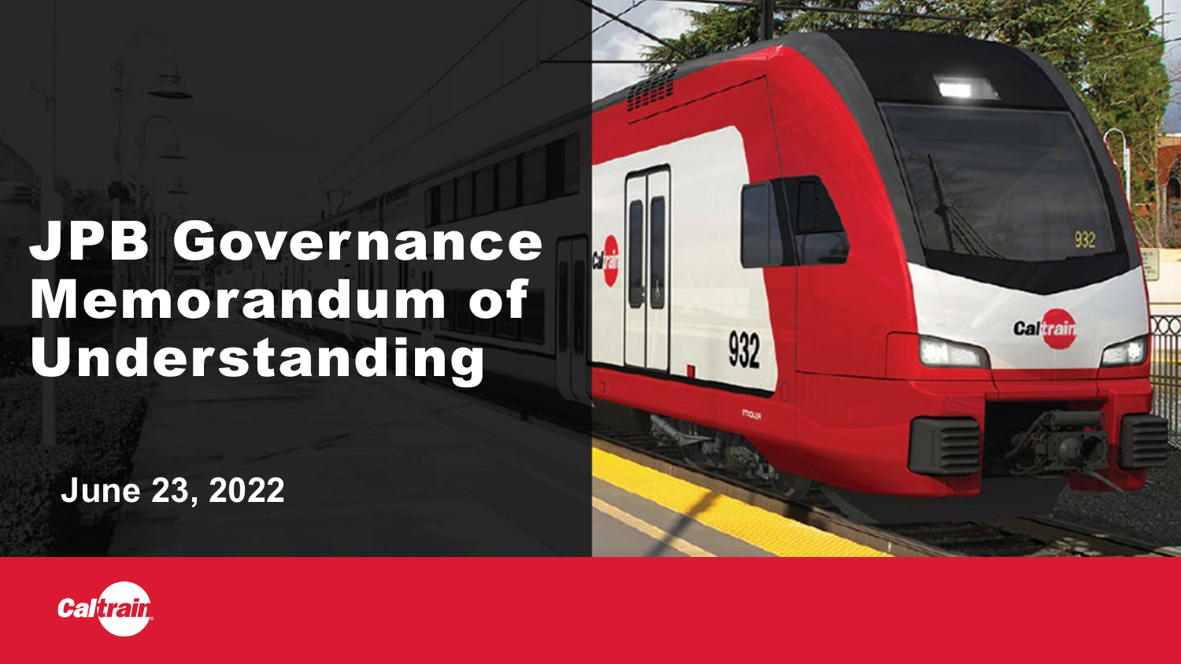# JPB Governance Memorandum of Understanding

June 23, 2022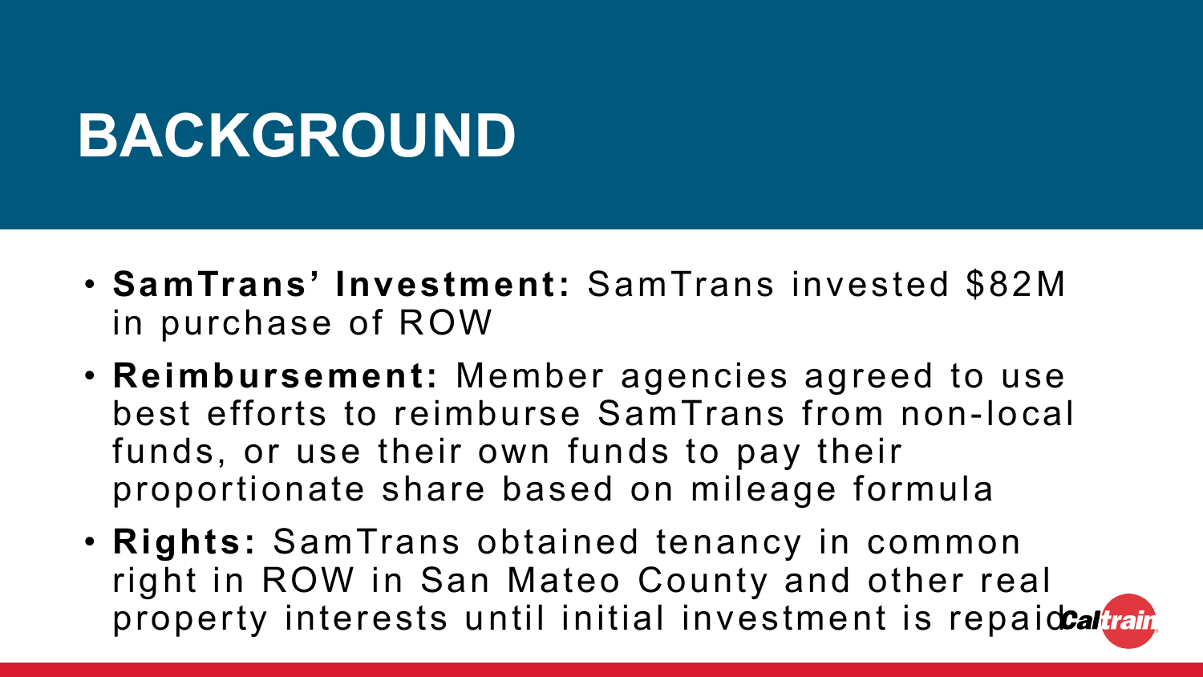# BACKGROUND

- **SamTrans' Investment:** SamTrans invested $82M in purchase of ROW
- **Reimbursement:** Member agencies agreed to use best efforts to reimburse SamTrans from non-local funds, or use their own funds to pay their proportionate share based on mileage formula
- **Rights:** SamTrans obtained tenancy in common right in ROW in San Mateo County and other real property interests until initial investment is repaid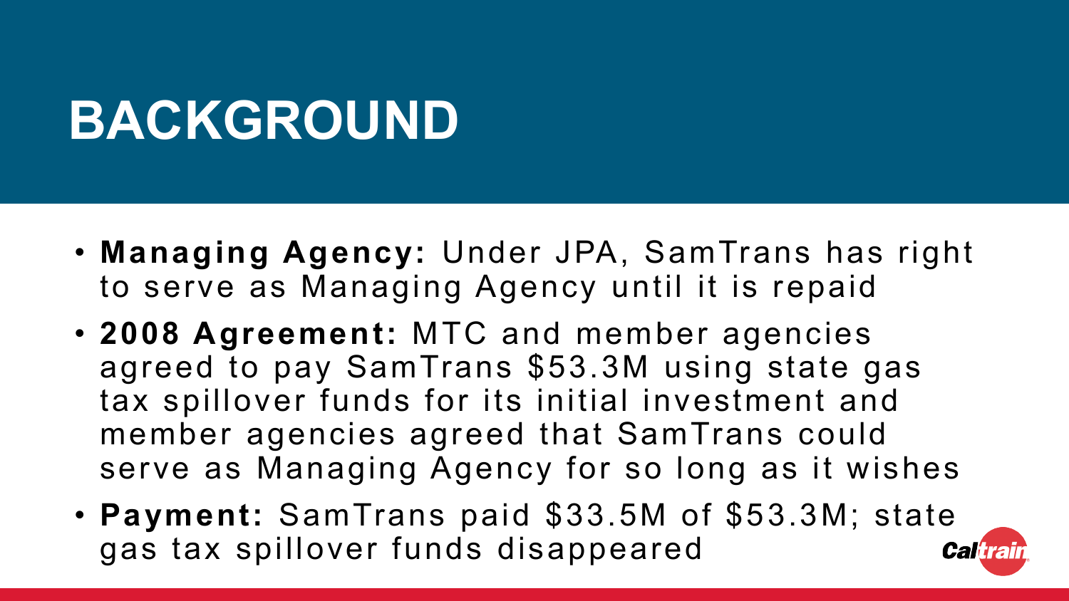# BACKGROUND

- **Managing Agency:** Under JPA, SamTrans has right to serve as Managing Agency until it is repaid
- **2008 Agreement:** MTC and member agencies agreed to pay SamTrans $53.3M using state gas tax spillover funds for its initial investment and member agencies agreed that SamTrans could serve as Managing Agency for so long as it wishes
- **Payment:** SamTrans paid $33.5M of $53.3M; state gas tax spillover funds disappeared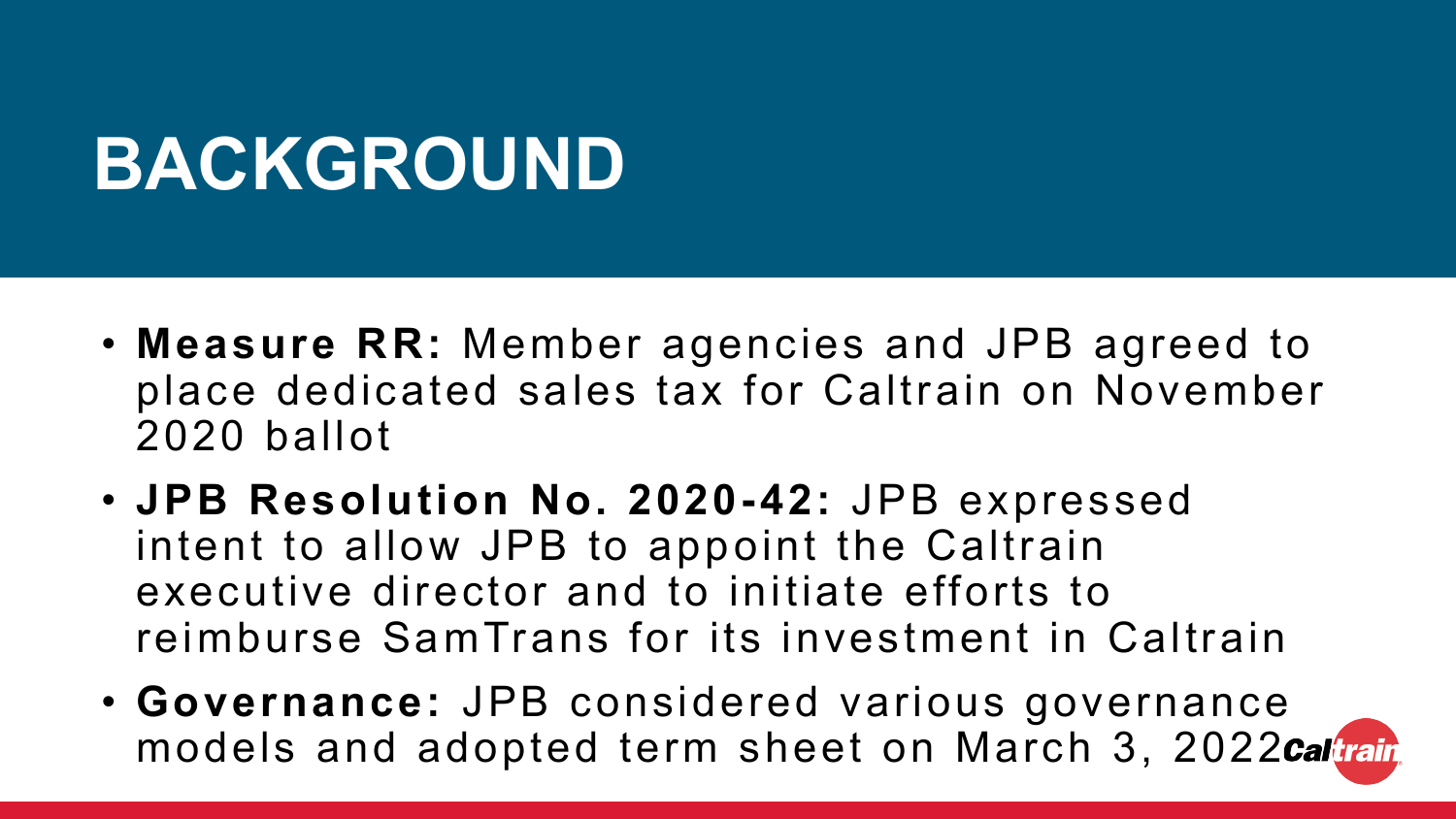# BACKGROUND

- **Measure RR:** Member agencies and JPB agreed to place dedicated sales tax for Caltrain on November 2020 ballot
- **JPB Resolution No. 2020-42:** JPB expressed intent to allow JPB to appoint the Caltrain executive director and to initiate efforts to reimburse SamTrans for its investment in Caltrain
- **Governance:** JPB considered various governance models and adopted term sheet on March 3, 2022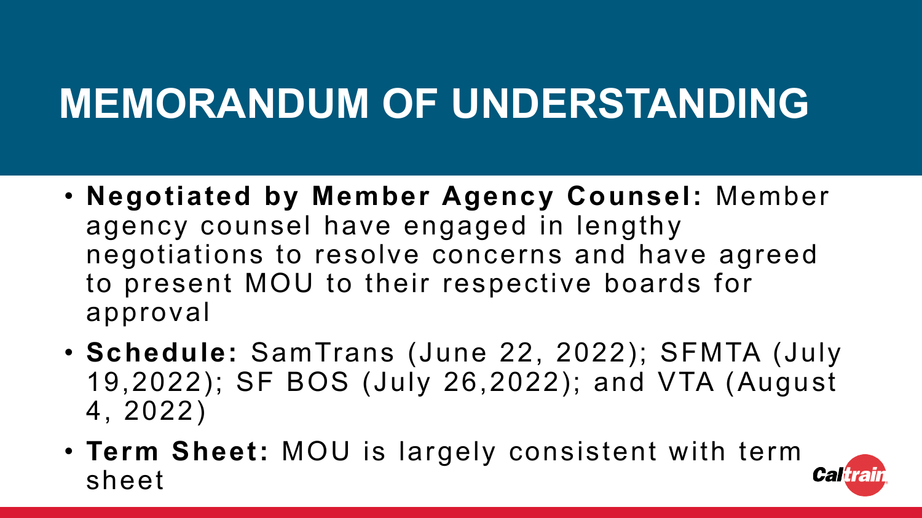# MEMORANDUM OF UNDERSTANDING

- **Negotiated by Member Agency Counsel:** Member agency counsel have engaged in lengthy negotiations to resolve concerns and have agreed to present MOU to their respective boards for approval
- **Schedule:** SamTrans (June 22, 2022); SFMTA (July 19,2022); SF BOS (July 26,2022); and VTA (August 4, 2022)
- **Term Sheet:** MOU is largely consistent with term sheet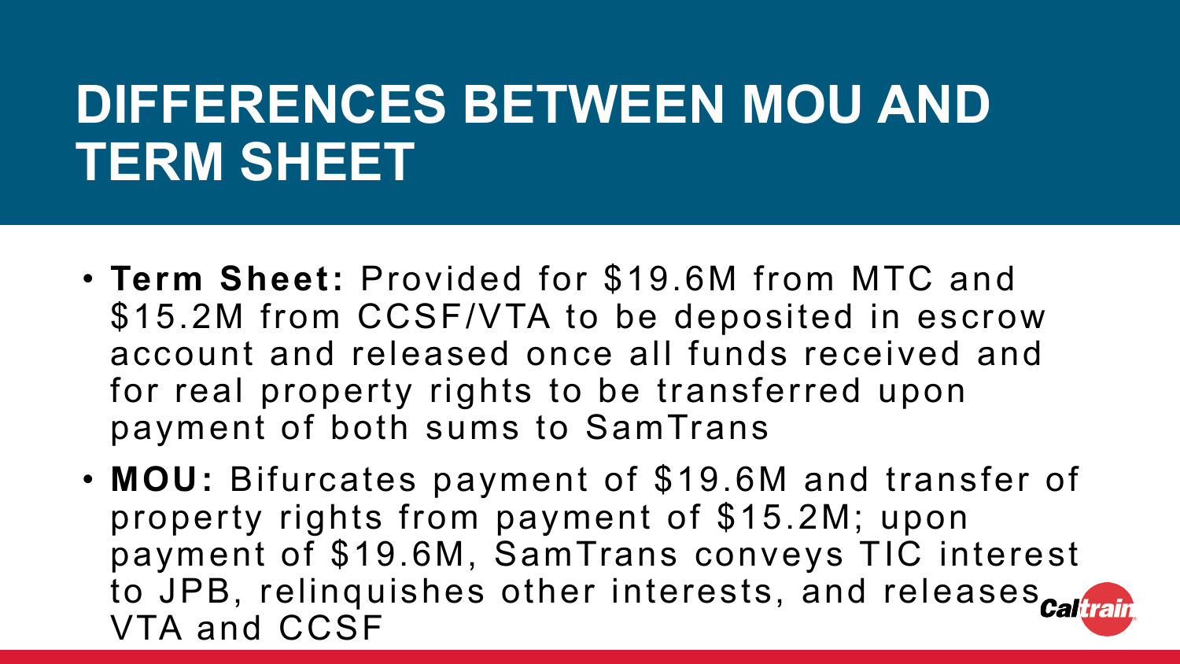# DIFFERENCES BETWEEN MOU AND TERM SHEET

- **Term Sheet:** Provided for $19.6M from MTC and $15.2M from CCSF/VTA to be deposited in escrow account and released once all funds received and for real property rights to be transferred upon payment of both sums to SamTrans
- **MOU:** Bifurcates payment of $19.6M and transfer of property rights from payment of $15.2M; upon payment of $19.6M, SamTrans conveys TIC interest to JPB, relinquishes other interests, and releases VTA and CCSF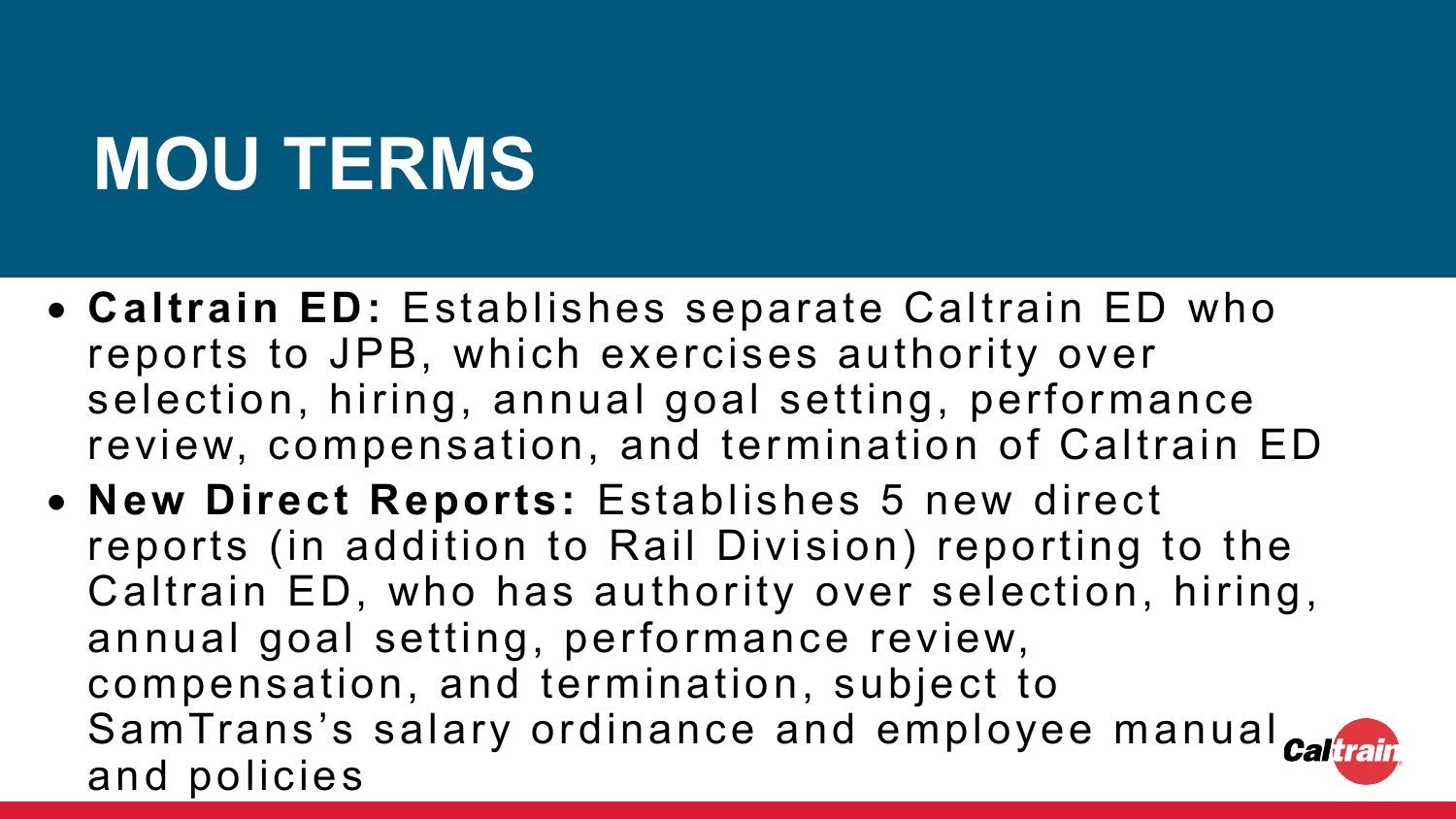# MOU TERMS

- **Caltrain ED:** Establishes separate Caltrain ED who reports to JPB, which exercises authority over selection, hiring, annual goal setting, performance review, compensation, and termination of Caltrain ED
- **New Direct Reports:** Establishes 5 new direct reports (in addition to Rail Division) reporting to the Caltrain ED, who has authority over selection, hiring, annual goal setting, performance review, compensation, and termination, subject to SamTrans's salary ordinance and employee manual and policies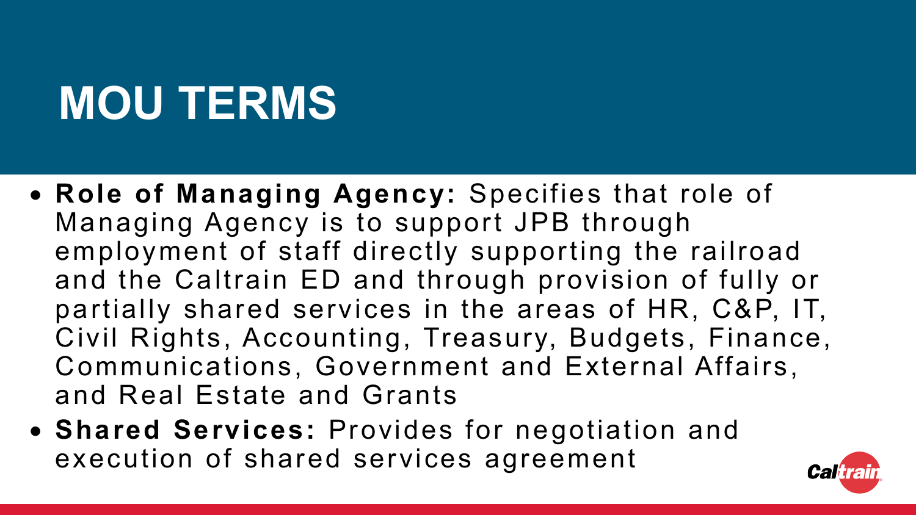# MOU TERMS

- **Role of Managing Agency:** Specifies that role of Managing Agency is to support JPB through employment of staff directly supporting the railroad and the Caltrain ED and through provision of fully or partially shared services in the areas of HR, C&P, IT, Civil Rights, Accounting, Treasury, Budgets, Finance, Communications, Government and External Affairs, and Real Estate and Grants
- **Shared Services:** Provides for negotiation and execution of shared services agreement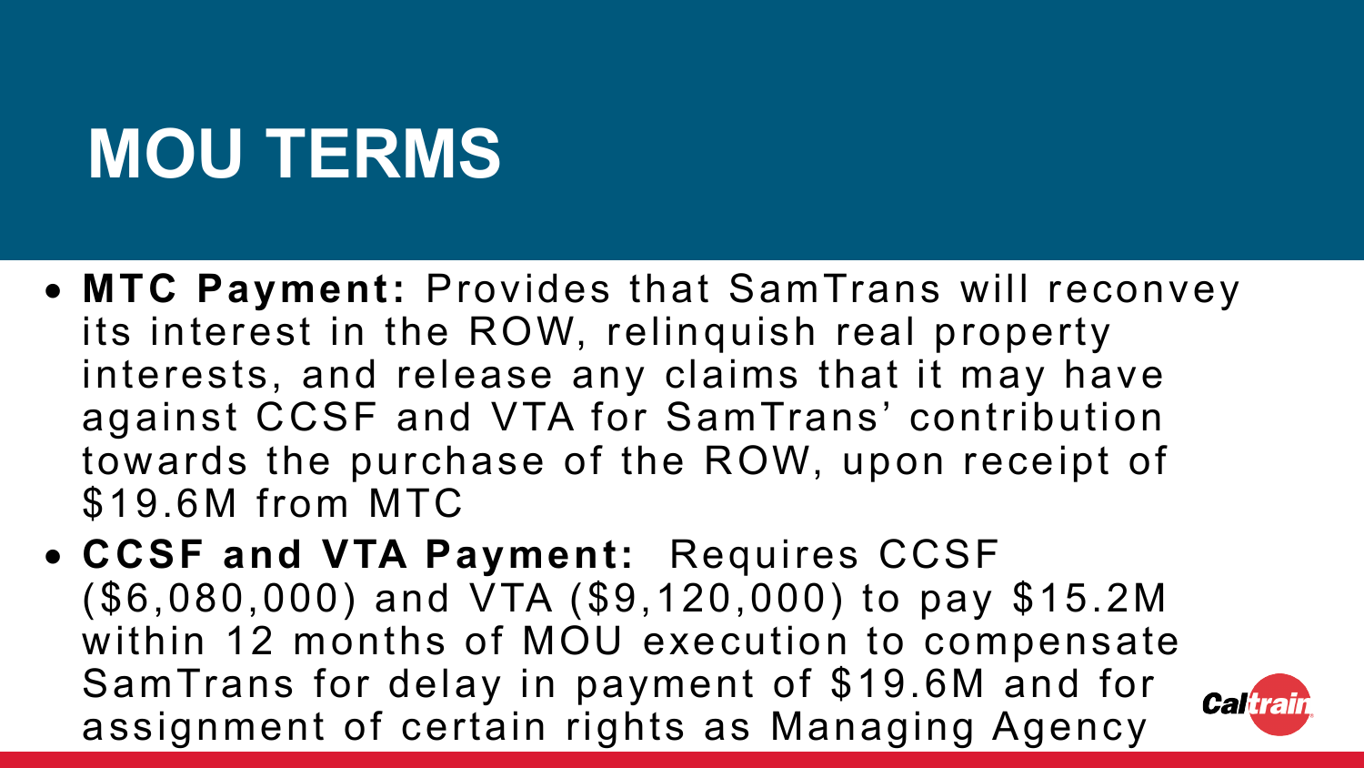# MOU TERMS

- **MTC Payment:** Provides that SamTrans will reconvey its interest in the ROW, relinquish real property interests, and release any claims that it may have against CCSF and VTA for SamTrans' contribution towards the purchase of the ROW, upon receipt of $19.6M from MTC
- **CCSF and VTA Payment:** Requires CCSF ($6,080,000) and VTA ($9,120,000) to pay $15.2M within 12 months of MOU execution to compensate SamTrans for delay in payment of $19.6M and for assignment of certain rights as Managing Agency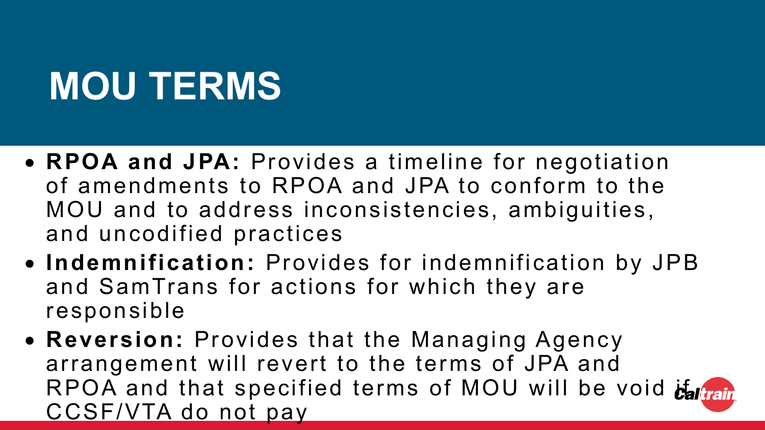# MOU TERMS

- **RPOA and JPA:** Provides a timeline for negotiation of amendments to RPOA and JPA to conform to the MOU and to address inconsistencies, ambiguities, and uncodified practices
- **Indemnification:** Provides for indemnification by JPB and SamTrans for actions for which they are responsible
- **Reversion:** Provides that the Managing Agency arrangement will revert to the terms of JPA and RPOA and that specified terms of MOU will be void if CCSF/VTA do not pay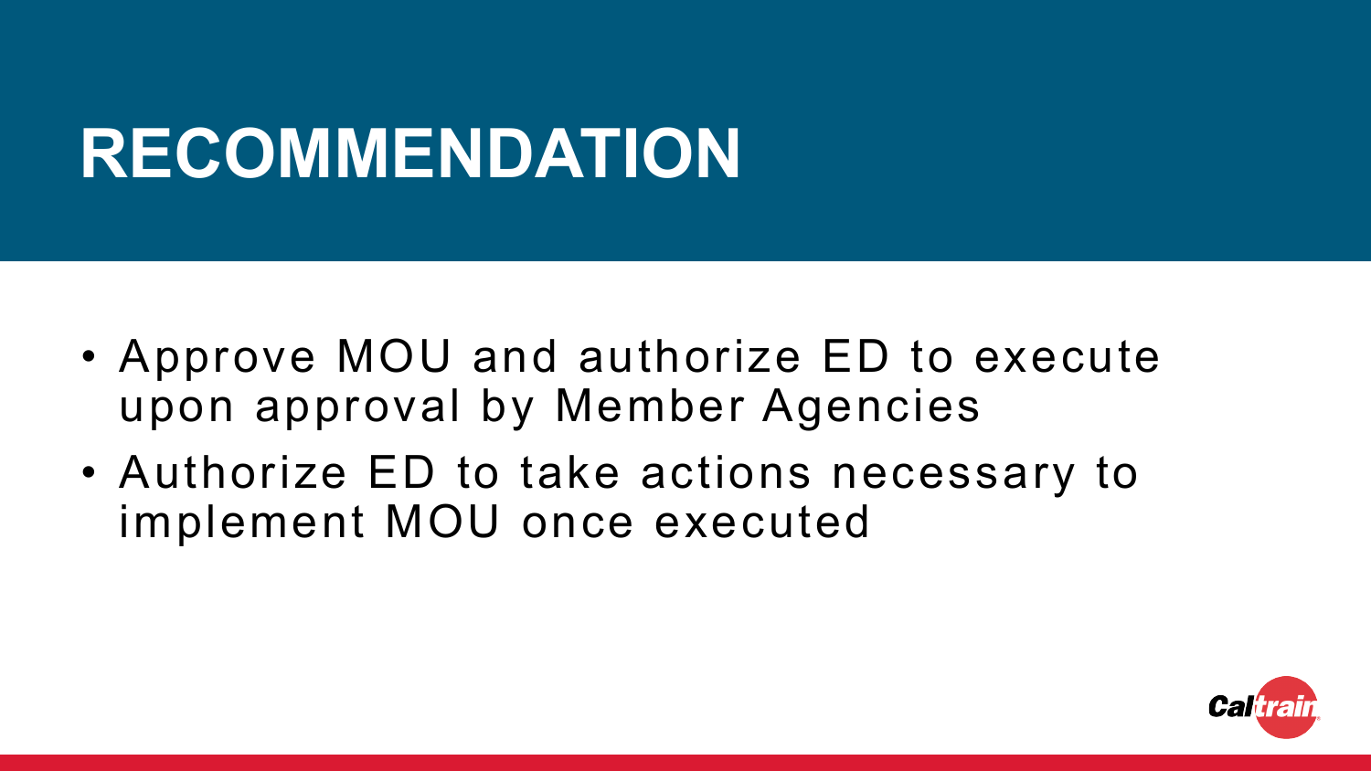# RECOMMENDATION

- Approve MOU and authorize ED to execute upon approval by Member Agencies
- Authorize ED to take actions necessary to implement MOU once executed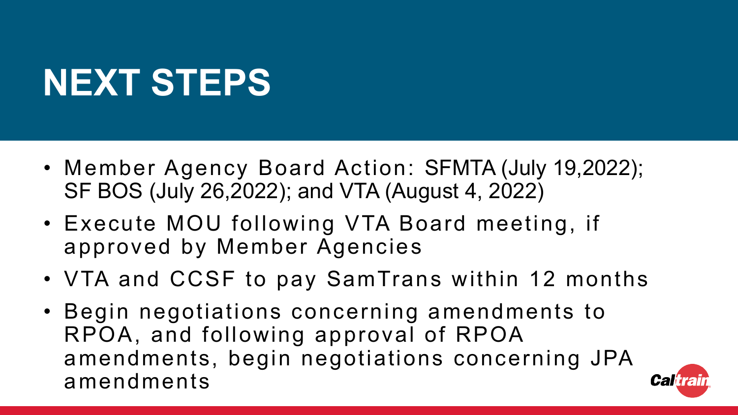# NEXT STEPS

- Member Agency Board Action: SFMTA (July 19,2022); SF BOS (July 26,2022); and VTA (August 4, 2022)
- Execute MOU following VTA Board meeting, if approved by Member Agencies
- VTA and CCSF to pay SamTrans within 12 months
- Begin negotiations concerning amendments to RPOA, and following approval of RPOA amendments, begin negotiations concerning JPA amendments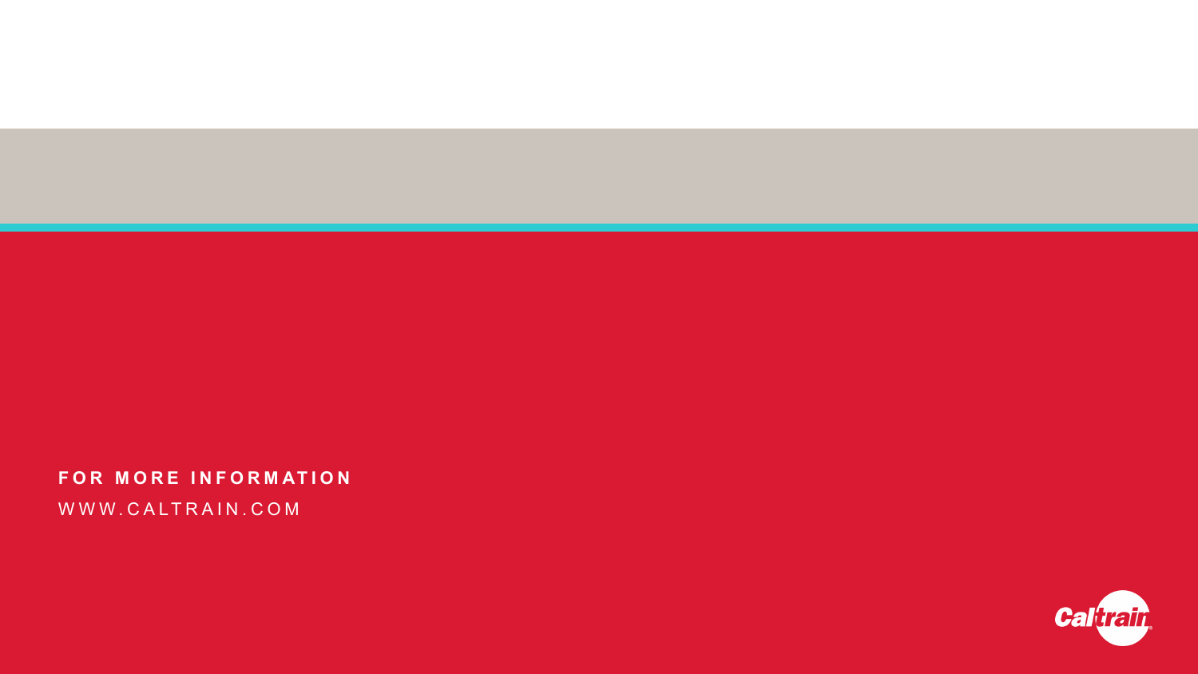**FOR MORE INFORMATION**

WWW.CALTRAIN.COM